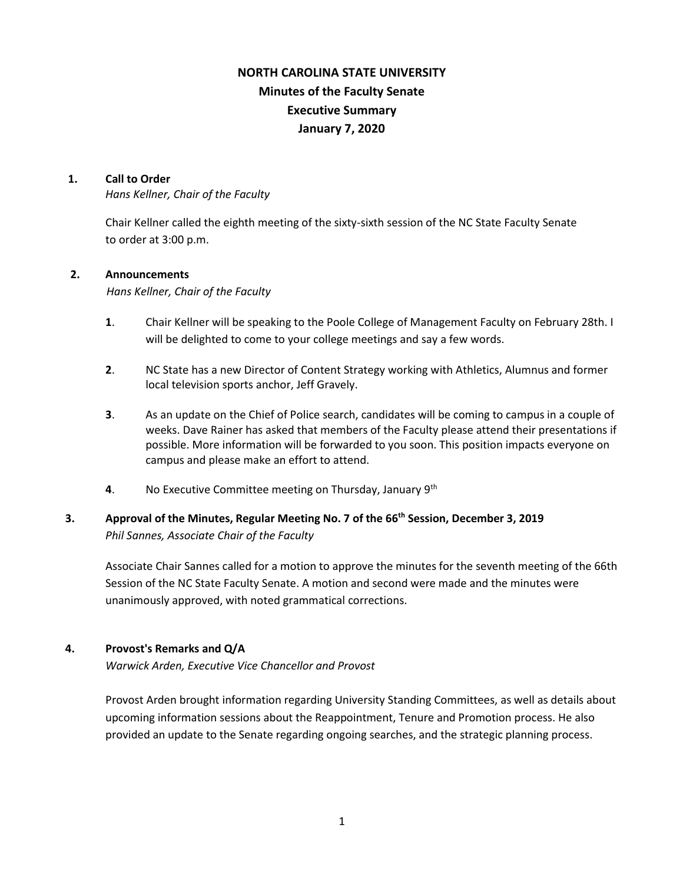# NORTH CAROLINA STATE UNIVERSITY
## Minutes of the Faculty Senate
## Executive Summary
## January 7, 2020

### 1. Call to Order

*Hans Kellner, Chair of the Faculty*

Chair Kellner called the eighth meeting of the sixty-sixth session of the NC State Faculty Senate to order at 3:00 p.m.

### 2. Announcements

*Hans Kellner, Chair of the Faculty*

**1**. Chair Kellner will be speaking to the Poole College of Management Faculty on February 28th. I will be delighted to come to your college meetings and say a few words.

**2**. NC State has a new Director of Content Strategy working with Athletics, Alumnus and former local television sports anchor, Jeff Gravely.

**3**. As an update on the Chief of Police search, candidates will be coming to campus in a couple of weeks. Dave Rainer has asked that members of the Faculty please attend their presentations if possible. More information will be forwarded to you soon. This position impacts everyone on campus and please make an effort to attend.

**4**. No Executive Committee meeting on Thursday, January 9th

### 3. Approval of the Minutes, Regular Meeting No. 7 of the 66th Session, December 3, 2019

*Phil Sannes, Associate Chair of the Faculty*

Associate Chair Sannes called for a motion to approve the minutes for the seventh meeting of the 66th Session of the NC State Faculty Senate. A motion and second were made and the minutes were unanimously approved, with noted grammatical corrections.

### 4. Provost's Remarks and Q/A

*Warwick Arden, Executive Vice Chancellor and Provost*

Provost Arden brought information regarding University Standing Committees, as well as details about upcoming information sessions about the Reappointment, Tenure and Promotion process. He also provided an update to the Senate regarding ongoing searches, and the strategic planning process.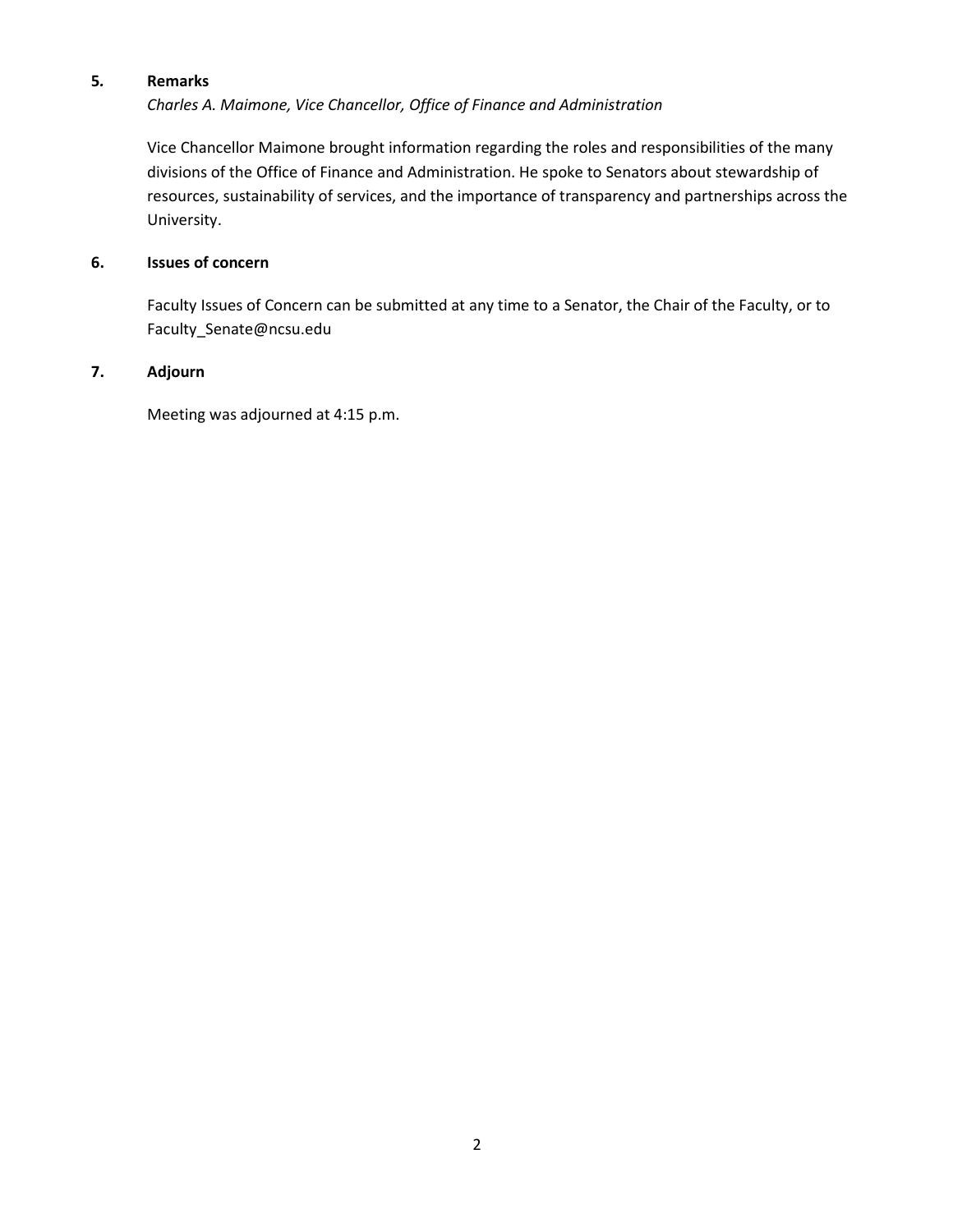**5. Remarks**

*Charles A. Maimone, Vice Chancellor, Office of Finance and Administration*

Vice Chancellor Maimone brought information regarding the roles and responsibilities of the many divisions of the Office of Finance and Administration. He spoke to Senators about stewardship of resources, sustainability of services, and the importance of transparency and partnerships across the University.

**6. Issues of concern**

Faculty Issues of Concern can be submitted at any time to a Senator, the Chair of the Faculty, or to Faculty_Senate@ncsu.edu

**7. Adjourn**

Meeting was adjourned at 4:15 p.m.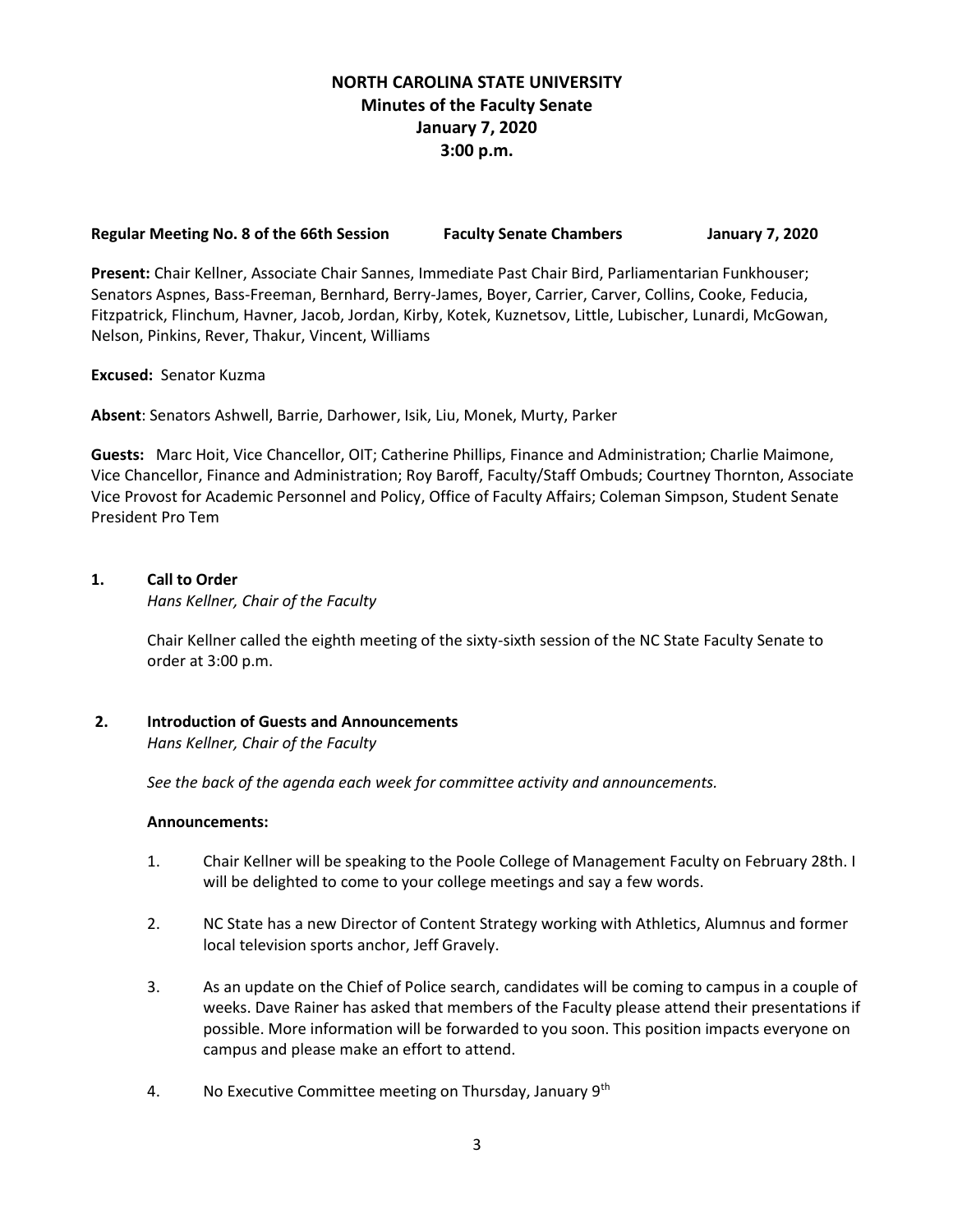# NORTH CAROLINA STATE UNIVERSITY
## Minutes of the Faculty Senate
## January 7, 2020
## 3:00 p.m.

**Regular Meeting No. 8 of the 66th Session** **Faculty Senate Chambers** **January 7, 2020**

**Present:** Chair Kellner, Associate Chair Sannes, Immediate Past Chair Bird, Parliamentarian Funkhouser; Senators Aspnes, Bass-Freeman, Bernhard, Berry-James, Boyer, Carrier, Carver, Collins, Cooke, Feducia, Fitzpatrick, Flinchum, Havner, Jacob, Jordan, Kirby, Kotek, Kuznetsov, Little, Lubischer, Lunardi, McGowan, Nelson, Pinkins, Rever, Thakur, Vincent, Williams

**Excused:** Senator Kuzma

**Absent**: Senators Ashwell, Barrie, Darhower, Isik, Liu, Monek, Murty, Parker

**Guests:** Marc Hoit, Vice Chancellor, OIT; Catherine Phillips, Finance and Administration; Charlie Maimone, Vice Chancellor, Finance and Administration; Roy Baroff, Faculty/Staff Ombuds; Courtney Thornton, Associate Vice Provost for Academic Personnel and Policy, Office of Faculty Affairs; Coleman Simpson, Student Senate President Pro Tem

**1. Call to Order**
*Hans Kellner, Chair of the Faculty*

Chair Kellner called the eighth meeting of the sixty-sixth session of the NC State Faculty Senate to order at 3:00 p.m.

**2. Introduction of Guests and Announcements**
*Hans Kellner, Chair of the Faculty*

*See the back of the agenda each week for committee activity and announcements.*

**Announcements:**

1. Chair Kellner will be speaking to the Poole College of Management Faculty on February 28th. I will be delighted to come to your college meetings and say a few words.

2. NC State has a new Director of Content Strategy working with Athletics, Alumnus and former local television sports anchor, Jeff Gravely.

3. As an update on the Chief of Police search, candidates will be coming to campus in a couple of weeks. Dave Rainer has asked that members of the Faculty please attend their presentations if possible. More information will be forwarded to you soon. This position impacts everyone on campus and please make an effort to attend.

4. No Executive Committee meeting on Thursday, January 9th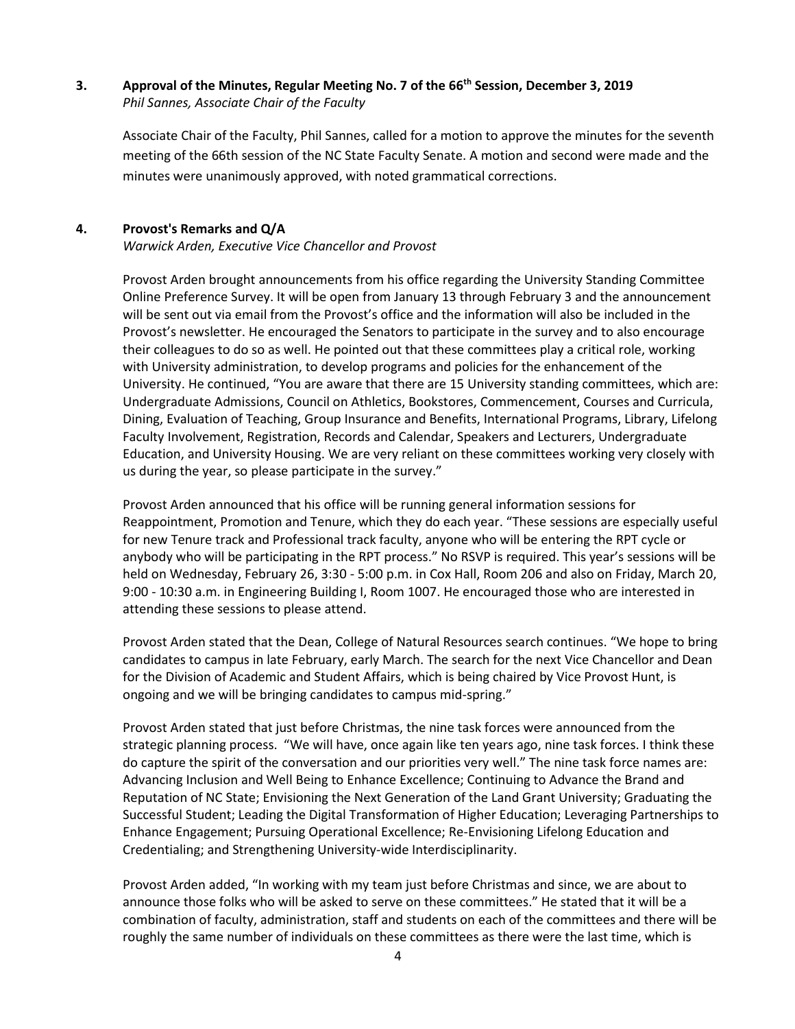## 3. Approval of the Minutes, Regular Meeting No. 7 of the 66th Session, December 3, 2019

*Phil Sannes, Associate Chair of the Faculty*

Associate Chair of the Faculty, Phil Sannes, called for a motion to approve the minutes for the seventh meeting of the 66th session of the NC State Faculty Senate. A motion and second were made and the minutes were unanimously approved, with noted grammatical corrections.

## 4. Provost's Remarks and Q/A

*Warwick Arden, Executive Vice Chancellor and Provost*

Provost Arden brought announcements from his office regarding the University Standing Committee Online Preference Survey. It will be open from January 13 through February 3 and the announcement will be sent out via email from the Provost's office and the information will also be included in the Provost's newsletter. He encouraged the Senators to participate in the survey and to also encourage their colleagues to do so as well. He pointed out that these committees play a critical role, working with University administration, to develop programs and policies for the enhancement of the University. He continued, "You are aware that there are 15 University standing committees, which are: Undergraduate Admissions, Council on Athletics, Bookstores, Commencement, Courses and Curricula, Dining, Evaluation of Teaching, Group Insurance and Benefits, International Programs, Library, Lifelong Faculty Involvement, Registration, Records and Calendar, Speakers and Lecturers, Undergraduate Education, and University Housing. We are very reliant on these committees working very closely with us during the year, so please participate in the survey."

Provost Arden announced that his office will be running general information sessions for Reappointment, Promotion and Tenure, which they do each year. "These sessions are especially useful for new Tenure track and Professional track faculty, anyone who will be entering the RPT cycle or anybody who will be participating in the RPT process." No RSVP is required. This year's sessions will be held on Wednesday, February 26, 3:30 - 5:00 p.m. in Cox Hall, Room 206 and also on Friday, March 20, 9:00 - 10:30 a.m. in Engineering Building I, Room 1007. He encouraged those who are interested in attending these sessions to please attend.

Provost Arden stated that the Dean, College of Natural Resources search continues. "We hope to bring candidates to campus in late February, early March. The search for the next Vice Chancellor and Dean for the Division of Academic and Student Affairs, which is being chaired by Vice Provost Hunt, is ongoing and we will be bringing candidates to campus mid-spring."

Provost Arden stated that just before Christmas, the nine task forces were announced from the strategic planning process. "We will have, once again like ten years ago, nine task forces. I think these do capture the spirit of the conversation and our priorities very well." The nine task force names are: Advancing Inclusion and Well Being to Enhance Excellence; Continuing to Advance the Brand and Reputation of NC State; Envisioning the Next Generation of the Land Grant University; Graduating the Successful Student; Leading the Digital Transformation of Higher Education; Leveraging Partnerships to Enhance Engagement; Pursuing Operational Excellence; Re-Envisioning Lifelong Education and Credentialing; and Strengthening University-wide Interdisciplinarity.

Provost Arden added, "In working with my team just before Christmas and since, we are about to announce those folks who will be asked to serve on these committees." He stated that it will be a combination of faculty, administration, staff and students on each of the committees and there will be roughly the same number of individuals on these committees as there were the last time, which is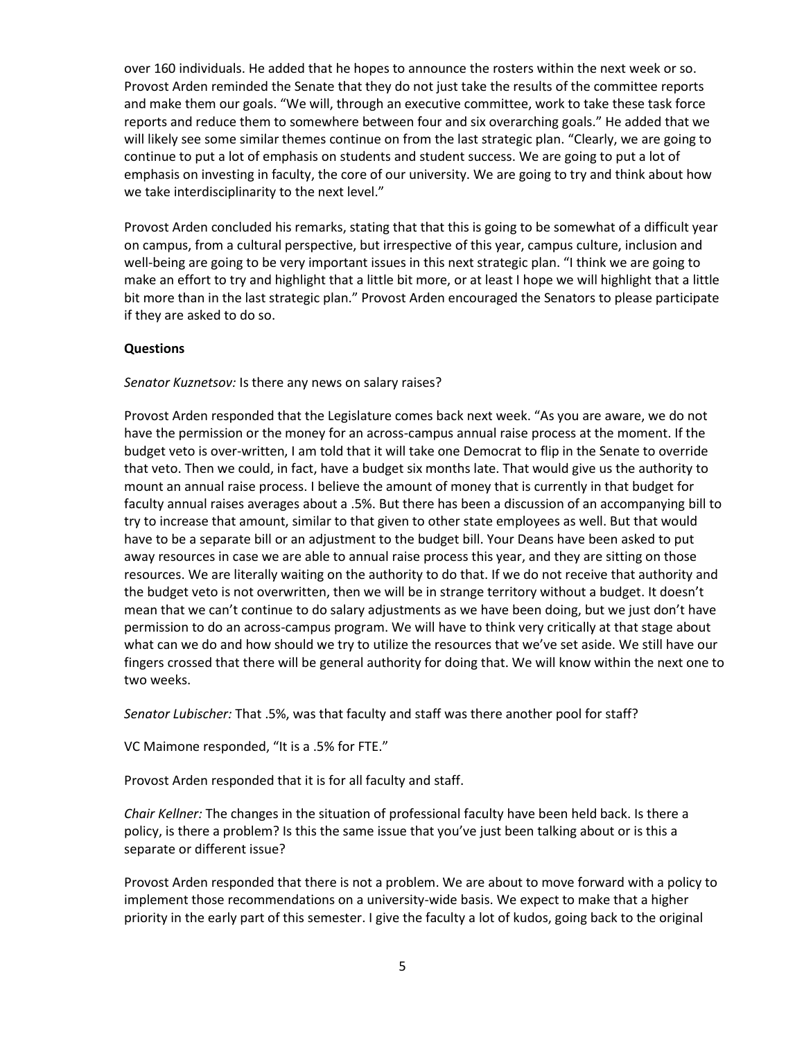over 160 individuals. He added that he hopes to announce the rosters within the next week or so. Provost Arden reminded the Senate that they do not just take the results of the committee reports and make them our goals. "We will, through an executive committee, work to take these task force reports and reduce them to somewhere between four and six overarching goals." He added that we will likely see some similar themes continue on from the last strategic plan. "Clearly, we are going to continue to put a lot of emphasis on students and student success. We are going to put a lot of emphasis on investing in faculty, the core of our university. We are going to try and think about how we take interdisciplinarity to the next level."

Provost Arden concluded his remarks, stating that that this is going to be somewhat of a difficult year on campus, from a cultural perspective, but irrespective of this year, campus culture, inclusion and well-being are going to be very important issues in this next strategic plan. "I think we are going to make an effort to try and highlight that a little bit more, or at least I hope we will highlight that a little bit more than in the last strategic plan." Provost Arden encouraged the Senators to please participate if they are asked to do so.

**Questions**

*Senator Kuznetsov:* Is there any news on salary raises?

Provost Arden responded that the Legislature comes back next week. "As you are aware, we do not have the permission or the money for an across-campus annual raise process at the moment. If the budget veto is over-written, I am told that it will take one Democrat to flip in the Senate to override that veto. Then we could, in fact, have a budget six months late. That would give us the authority to mount an annual raise process. I believe the amount of money that is currently in that budget for faculty annual raises averages about a .5%. But there has been a discussion of an accompanying bill to try to increase that amount, similar to that given to other state employees as well. But that would have to be a separate bill or an adjustment to the budget bill. Your Deans have been asked to put away resources in case we are able to annual raise process this year, and they are sitting on those resources. We are literally waiting on the authority to do that. If we do not receive that authority and the budget veto is not overwritten, then we will be in strange territory without a budget. It doesn't mean that we can't continue to do salary adjustments as we have been doing, but we just don't have permission to do an across-campus program. We will have to think very critically at that stage about what can we do and how should we try to utilize the resources that we've set aside. We still have our fingers crossed that there will be general authority for doing that. We will know within the next one to two weeks.

*Senator Lubischer:* That .5%, was that faculty and staff was there another pool for staff?

VC Maimone responded, "It is a .5% for FTE."

Provost Arden responded that it is for all faculty and staff.

*Chair Kellner:* The changes in the situation of professional faculty have been held back. Is there a policy, is there a problem? Is this the same issue that you've just been talking about or is this a separate or different issue?

Provost Arden responded that there is not a problem. We are about to move forward with a policy to implement those recommendations on a university-wide basis. We expect to make that a higher priority in the early part of this semester. I give the faculty a lot of kudos, going back to the original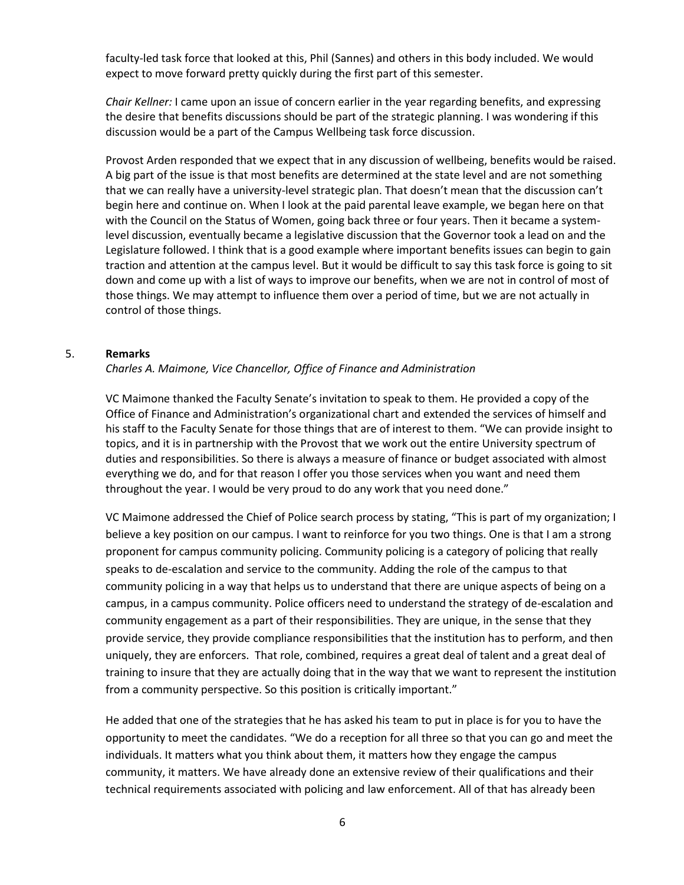faculty-led task force that looked at this, Phil (Sannes) and others in this body included. We would expect to move forward pretty quickly during the first part of this semester.

*Chair Kellner:* I came upon an issue of concern earlier in the year regarding benefits, and expressing the desire that benefits discussions should be part of the strategic planning. I was wondering if this discussion would be a part of the Campus Wellbeing task force discussion.

Provost Arden responded that we expect that in any discussion of wellbeing, benefits would be raised. A big part of the issue is that most benefits are determined at the state level and are not something that we can really have a university-level strategic plan. That doesn't mean that the discussion can't begin here and continue on. When I look at the paid parental leave example, we began here on that with the Council on the Status of Women, going back three or four years. Then it became a system-level discussion, eventually became a legislative discussion that the Governor took a lead on and the Legislature followed. I think that is a good example where important benefits issues can begin to gain traction and attention at the campus level. But it would be difficult to say this task force is going to sit down and come up with a list of ways to improve our benefits, when we are not in control of most of those things. We may attempt to influence them over a period of time, but we are not actually in control of those things.

5. **Remarks**

*Charles A. Maimone, Vice Chancellor, Office of Finance and Administration*

VC Maimone thanked the Faculty Senate's invitation to speak to them. He provided a copy of the Office of Finance and Administration's organizational chart and extended the services of himself and his staff to the Faculty Senate for those things that are of interest to them. "We can provide insight to topics, and it is in partnership with the Provost that we work out the entire University spectrum of duties and responsibilities. So there is always a measure of finance or budget associated with almost everything we do, and for that reason I offer you those services when you want and need them throughout the year. I would be very proud to do any work that you need done."

VC Maimone addressed the Chief of Police search process by stating, "This is part of my organization; I believe a key position on our campus. I want to reinforce for you two things. One is that I am a strong proponent for campus community policing. Community policing is a category of policing that really speaks to de-escalation and service to the community. Adding the role of the campus to that community policing in a way that helps us to understand that there are unique aspects of being on a campus, in a campus community. Police officers need to understand the strategy of de-escalation and community engagement as a part of their responsibilities. They are unique, in the sense that they provide service, they provide compliance responsibilities that the institution has to perform, and then uniquely, they are enforcers. That role, combined, requires a great deal of talent and a great deal of training to insure that they are actually doing that in the way that we want to represent the institution from a community perspective. So this position is critically important."

He added that one of the strategies that he has asked his team to put in place is for you to have the opportunity to meet the candidates. "We do a reception for all three so that you can go and meet the individuals. It matters what you think about them, it matters how they engage the campus community, it matters. We have already done an extensive review of their qualifications and their technical requirements associated with policing and law enforcement. All of that has already been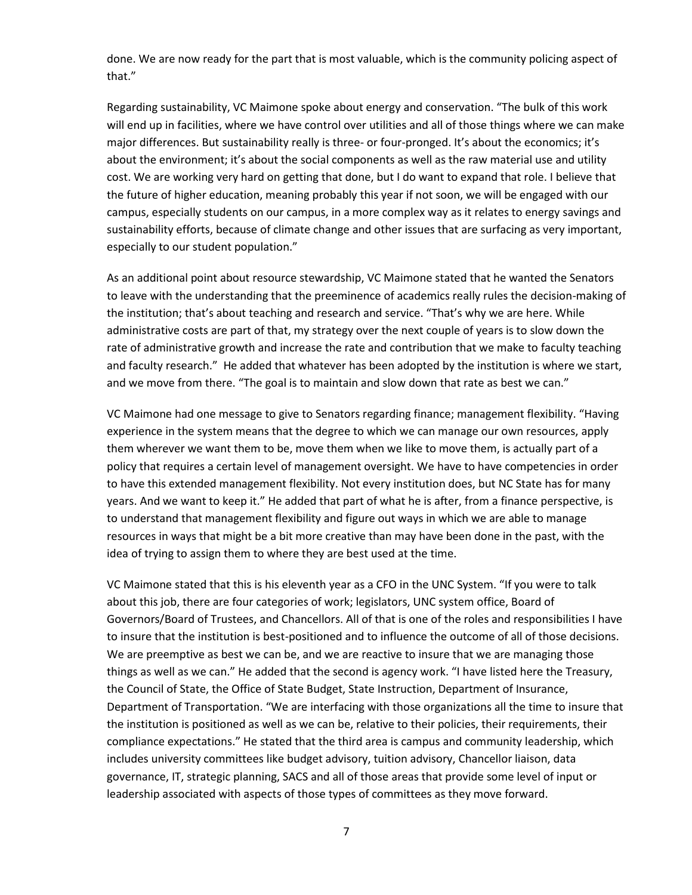done. We are now ready for the part that is most valuable, which is the community policing aspect of that."

Regarding sustainability, VC Maimone spoke about energy and conservation. "The bulk of this work will end up in facilities, where we have control over utilities and all of those things where we can make major differences. But sustainability really is three- or four-pronged. It's about the economics; it's about the environment; it's about the social components as well as the raw material use and utility cost. We are working very hard on getting that done, but I do want to expand that role. I believe that the future of higher education, meaning probably this year if not soon, we will be engaged with our campus, especially students on our campus, in a more complex way as it relates to energy savings and sustainability efforts, because of climate change and other issues that are surfacing as very important, especially to our student population."

As an additional point about resource stewardship, VC Maimone stated that he wanted the Senators to leave with the understanding that the preeminence of academics really rules the decision-making of the institution; that's about teaching and research and service. "That's why we are here. While administrative costs are part of that, my strategy over the next couple of years is to slow down the rate of administrative growth and increase the rate and contribution that we make to faculty teaching and faculty research." He added that whatever has been adopted by the institution is where we start, and we move from there. "The goal is to maintain and slow down that rate as best we can."

VC Maimone had one message to give to Senators regarding finance; management flexibility. "Having experience in the system means that the degree to which we can manage our own resources, apply them wherever we want them to be, move them when we like to move them, is actually part of a policy that requires a certain level of management oversight. We have to have competencies in order to have this extended management flexibility. Not every institution does, but NC State has for many years. And we want to keep it." He added that part of what he is after, from a finance perspective, is to understand that management flexibility and figure out ways in which we are able to manage resources in ways that might be a bit more creative than may have been done in the past, with the idea of trying to assign them to where they are best used at the time.

VC Maimone stated that this is his eleventh year as a CFO in the UNC System. "If you were to talk about this job, there are four categories of work; legislators, UNC system office, Board of Governors/Board of Trustees, and Chancellors. All of that is one of the roles and responsibilities I have to insure that the institution is best-positioned and to influence the outcome of all of those decisions. We are preemptive as best we can be, and we are reactive to insure that we are managing those things as well as we can." He added that the second is agency work. "I have listed here the Treasury, the Council of State, the Office of State Budget, State Instruction, Department of Insurance, Department of Transportation. "We are interfacing with those organizations all the time to insure that the institution is positioned as well as we can be, relative to their policies, their requirements, their compliance expectations." He stated that the third area is campus and community leadership, which includes university committees like budget advisory, tuition advisory, Chancellor liaison, data governance, IT, strategic planning, SACS and all of those areas that provide some level of input or leadership associated with aspects of those types of committees as they move forward.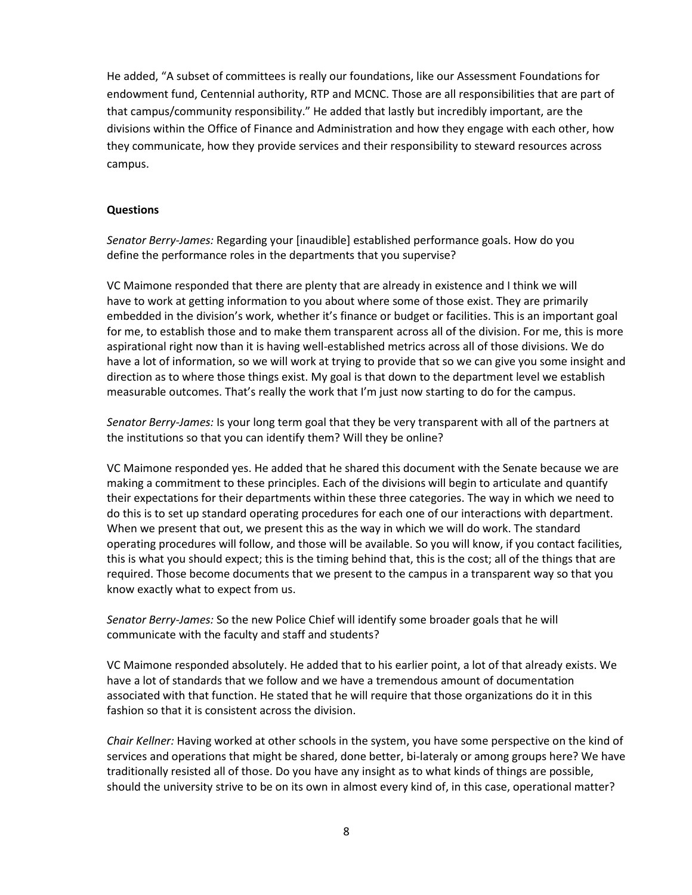He added, "A subset of committees is really our foundations, like our Assessment Foundations for endowment fund, Centennial authority, RTP and MCNC. Those are all responsibilities that are part of that campus/community responsibility." He added that lastly but incredibly important, are the divisions within the Office of Finance and Administration and how they engage with each other, how they communicate, how they provide services and their responsibility to steward resources across campus.

**Questions**

*Senator Berry-James:* Regarding your [inaudible] established performance goals. How do you define the performance roles in the departments that you supervise?

VC Maimone responded that there are plenty that are already in existence and I think we will have to work at getting information to you about where some of those exist. They are primarily embedded in the division's work, whether it's finance or budget or facilities. This is an important goal for me, to establish those and to make them transparent across all of the division. For me, this is more aspirational right now than it is having well-established metrics across all of those divisions. We do have a lot of information, so we will work at trying to provide that so we can give you some insight and direction as to where those things exist. My goal is that down to the department level we establish measurable outcomes. That's really the work that I'm just now starting to do for the campus.

*Senator Berry-James:* Is your long term goal that they be very transparent with all of the partners at the institutions so that you can identify them? Will they be online?

VC Maimone responded yes. He added that he shared this document with the Senate because we are making a commitment to these principles. Each of the divisions will begin to articulate and quantify their expectations for their departments within these three categories. The way in which we need to do this is to set up standard operating procedures for each one of our interactions with department. When we present that out, we present this as the way in which we will do work. The standard operating procedures will follow, and those will be available. So you will know, if you contact facilities, this is what you should expect; this is the timing behind that, this is the cost; all of the things that are required. Those become documents that we present to the campus in a transparent way so that you know exactly what to expect from us.

*Senator Berry-James:* So the new Police Chief will identify some broader goals that he will communicate with the faculty and staff and students?

VC Maimone responded absolutely. He added that to his earlier point, a lot of that already exists. We have a lot of standards that we follow and we have a tremendous amount of documentation associated with that function. He stated that he will require that those organizations do it in this fashion so that it is consistent across the division.

*Chair Kellner:* Having worked at other schools in the system, you have some perspective on the kind of services and operations that might be shared, done better, bi-lateraly or among groups here? We have traditionally resisted all of those. Do you have any insight as to what kinds of things are possible, should the university strive to be on its own in almost every kind of, in this case, operational matter?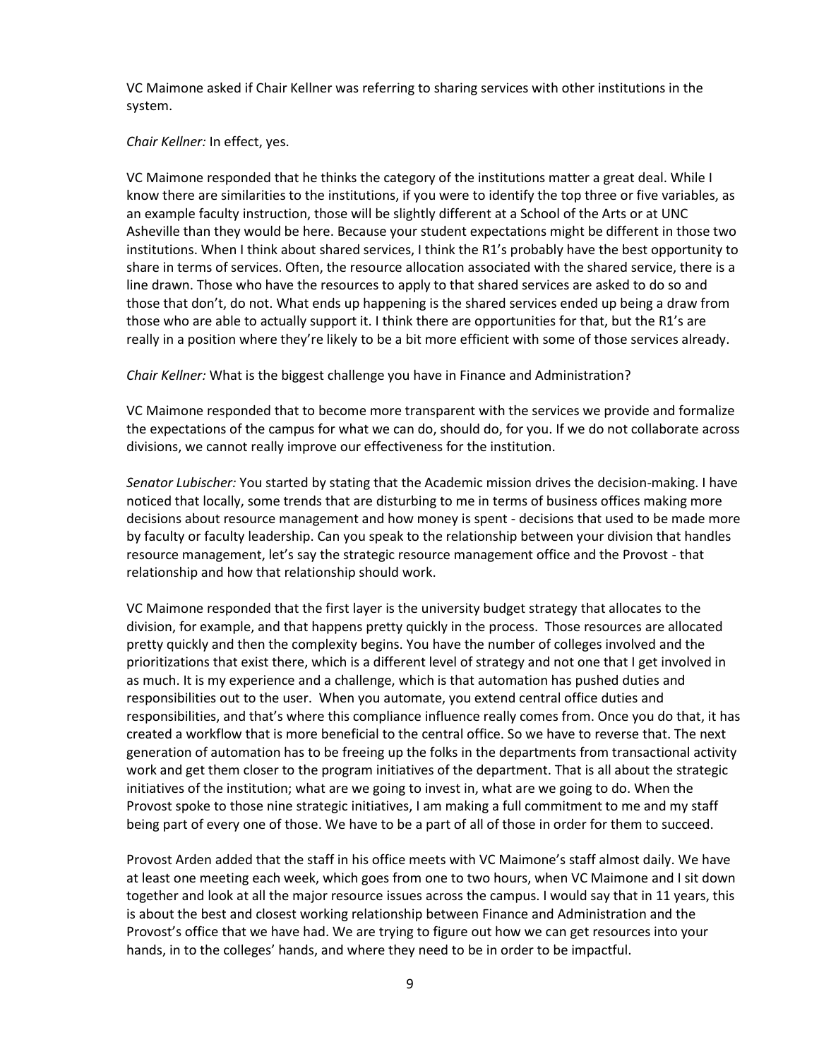VC Maimone asked if Chair Kellner was referring to sharing services with other institutions in the system.

*Chair Kellner:* In effect, yes.

VC Maimone responded that he thinks the category of the institutions matter a great deal. While I know there are similarities to the institutions, if you were to identify the top three or five variables, as an example faculty instruction, those will be slightly different at a School of the Arts or at UNC Asheville than they would be here. Because your student expectations might be different in those two institutions. When I think about shared services, I think the R1's probably have the best opportunity to share in terms of services. Often, the resource allocation associated with the shared service, there is a line drawn. Those who have the resources to apply to that shared services are asked to do so and those that don't, do not. What ends up happening is the shared services ended up being a draw from those who are able to actually support it. I think there are opportunities for that, but the R1's are really in a position where they're likely to be a bit more efficient with some of those services already.

*Chair Kellner:* What is the biggest challenge you have in Finance and Administration?

VC Maimone responded that to become more transparent with the services we provide and formalize the expectations of the campus for what we can do, should do, for you. If we do not collaborate across divisions, we cannot really improve our effectiveness for the institution.

*Senator Lubischer:* You started by stating that the Academic mission drives the decision-making. I have noticed that locally, some trends that are disturbing to me in terms of business offices making more decisions about resource management and how money is spent - decisions that used to be made more by faculty or faculty leadership. Can you speak to the relationship between your division that handles resource management, let's say the strategic resource management office and the Provost - that relationship and how that relationship should work.

VC Maimone responded that the first layer is the university budget strategy that allocates to the division, for example, and that happens pretty quickly in the process. Those resources are allocated pretty quickly and then the complexity begins. You have the number of colleges involved and the prioritizations that exist there, which is a different level of strategy and not one that I get involved in as much. It is my experience and a challenge, which is that automation has pushed duties and responsibilities out to the user. When you automate, you extend central office duties and responsibilities, and that's where this compliance influence really comes from. Once you do that, it has created a workflow that is more beneficial to the central office. So we have to reverse that. The next generation of automation has to be freeing up the folks in the departments from transactional activity work and get them closer to the program initiatives of the department. That is all about the strategic initiatives of the institution; what are we going to invest in, what are we going to do. When the Provost spoke to those nine strategic initiatives, I am making a full commitment to me and my staff being part of every one of those. We have to be a part of all of those in order for them to succeed.

Provost Arden added that the staff in his office meets with VC Maimone's staff almost daily. We have at least one meeting each week, which goes from one to two hours, when VC Maimone and I sit down together and look at all the major resource issues across the campus. I would say that in 11 years, this is about the best and closest working relationship between Finance and Administration and the Provost's office that we have had. We are trying to figure out how we can get resources into your hands, in to the colleges' hands, and where they need to be in order to be impactful.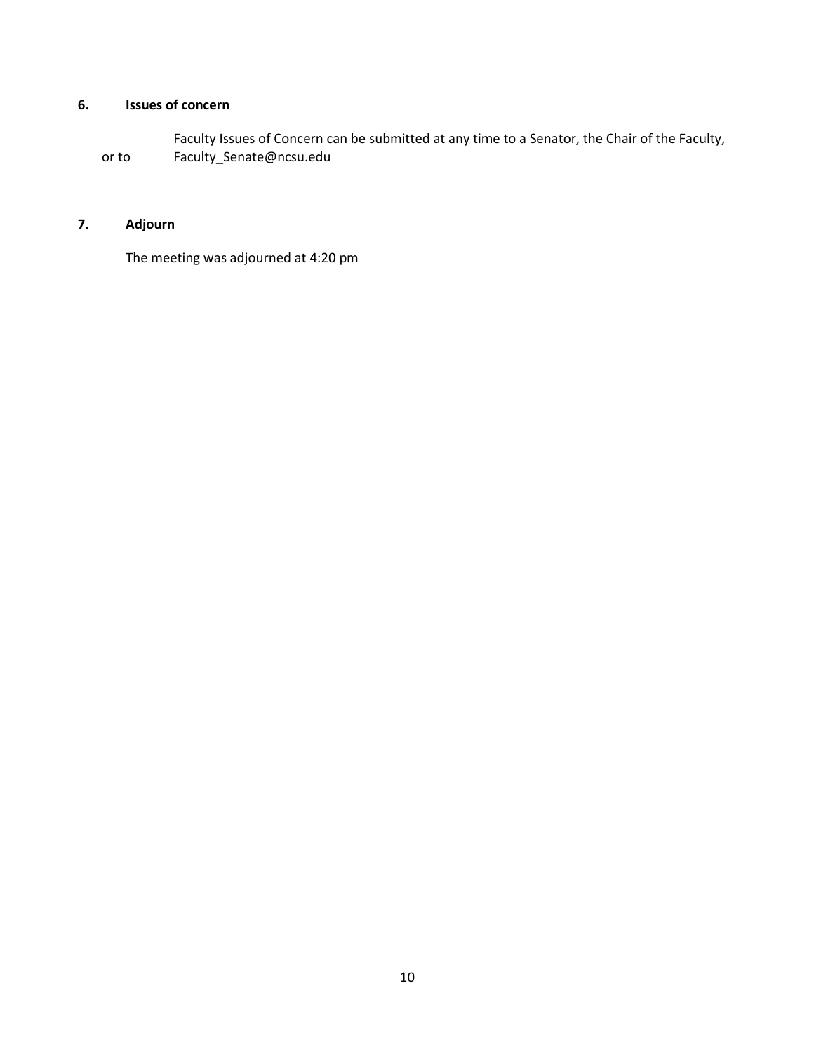**6. Issues of concern**

Faculty Issues of Concern can be submitted at any time to a Senator, the Chair of the Faculty, or to Faculty_Senate@ncsu.edu

**7. Adjourn**

The meeting was adjourned at 4:20 pm